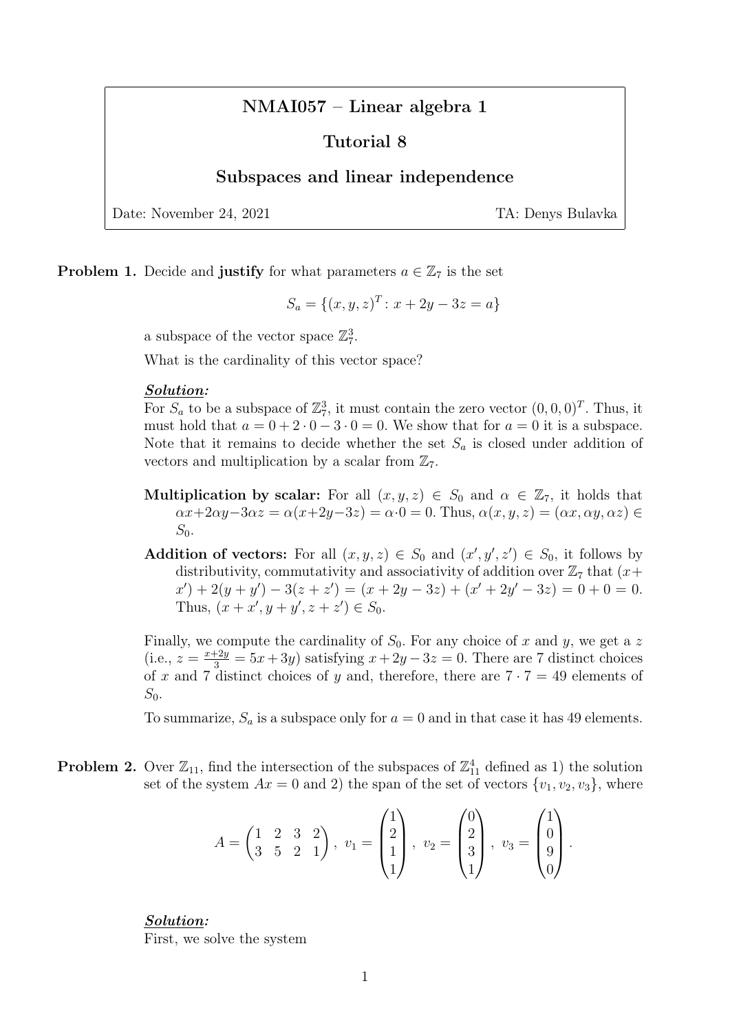# NMAI057 – Linear algebra 1

## Tutorial 8

## Subspaces and linear independence

Date: November 24, 2021 TA: Denys Bulavka

**Problem 1.** Decide and **justify** for what parameters $a \in \mathbb{Z}_7$ is the set

$$S_a = \{(x, y, z)^T : x + 2y - 3z = a\}$$

a subspace of the vector space $\mathbb{Z}_7^3$.

What is the cardinality of this vector space?

***Solution:***
For $S_a$ to be a subspace of $\mathbb{Z}_7^3$, it must contain the zero vector $(0, 0, 0)^T$. Thus, it must hold that $a = 0 + 2 \cdot 0 - 3 \cdot 0 = 0$. We show that for $a = 0$ it is a subspace. Note that it remains to decide whether the set $S_a$ is closed under addition of vectors and multiplication by a scalar from $\mathbb{Z}_7$.

**Multiplication by scalar:** For all $(x, y, z) \in S_0$ and $\alpha \in \mathbb{Z}_7$, it holds that $\alpha x + 2\alpha y - 3\alpha z = \alpha(x + 2y - 3z) = \alpha \cdot 0 = 0$. Thus, $\alpha(x, y, z) = (\alpha x, \alpha y, \alpha z) \in S_0$.

**Addition of vectors:** For all $(x, y, z) \in S_0$ and $(x', y', z') \in S_0$, it follows by distributivity, commutativity and associativity of addition over $\mathbb{Z}_7$ that $(x + x') + 2(y + y') - 3(z + z') = (x + 2y - 3z) + (x' + 2y' - 3z) = 0 + 0 = 0$. Thus, $(x + x', y + y', z + z') \in S_0$.

Finally, we compute the cardinality of $S_0$. For any choice of $x$ and $y$, we get a $z$ (i.e., $z = \frac{x+2y}{3} = 5x + 3y$) satisfying $x + 2y - 3z = 0$. There are 7 distinct choices of $x$ and 7 distinct choices of $y$ and, therefore, there are $7 \cdot 7 = 49$ elements of $S_0$.

To summarize, $S_a$ is a subspace only for $a = 0$ and in that case it has 49 elements.

**Problem 2.** Over $\mathbb{Z}_{11}$, find the intersection of the subspaces of $\mathbb{Z}_{11}^4$ defined as 1) the solution set of the system $Ax = 0$ and 2) the span of the set of vectors $\{v_1, v_2, v_3\}$, where

$$A = \begin{pmatrix} 1 & 2 & 3 & 2 \\ 3 & 5 & 2 & 1 \end{pmatrix}, \ v_1 = \begin{pmatrix} 1 \\ 2 \\ 1 \\ 1 \end{pmatrix}, \ v_2 = \begin{pmatrix} 0 \\ 2 \\ 3 \\ 1 \end{pmatrix}, \ v_3 = \begin{pmatrix} 1 \\ 0 \\ 9 \\ 0 \end{pmatrix}.$$

***Solution:***
First, we solve the system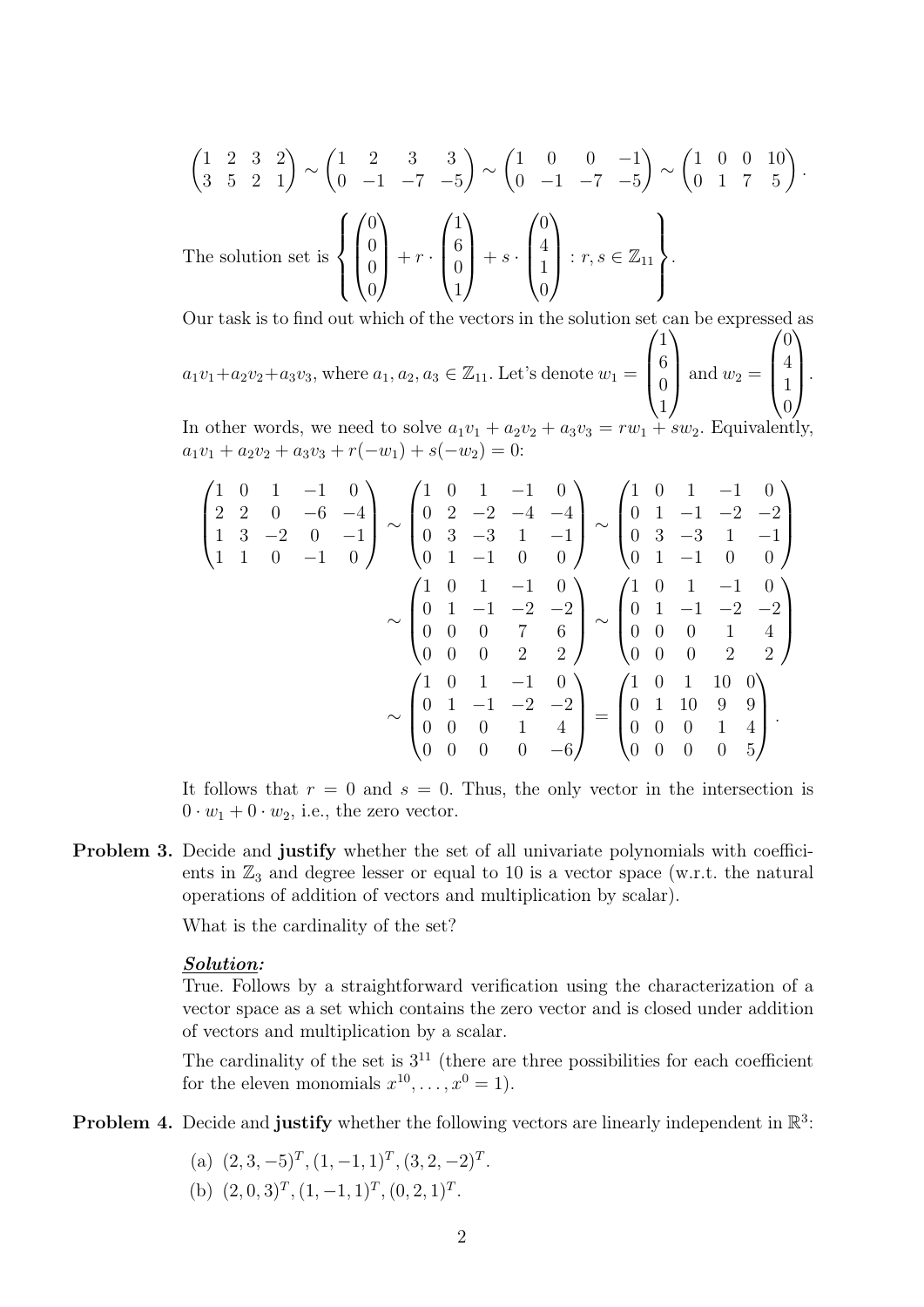$$\begin{pmatrix} 1 & 2 & 3 & 2 \\ 3 & 5 & 2 & 1 \end{pmatrix} \sim \begin{pmatrix} 1 & 2 & 3 & 3 \\ 0 & -1 & -7 & -5 \end{pmatrix} \sim \begin{pmatrix} 1 & 0 & 0 & -1 \\ 0 & -1 & -7 & -5 \end{pmatrix} \sim \begin{pmatrix} 1 & 0 & 0 & 10 \\ 0 & 1 & 7 & 5 \end{pmatrix}.$$

The solution set is $\left\{ \begin{pmatrix} 0 \\ 0 \\ 0 \\ 0 \end{pmatrix} + r \cdot \begin{pmatrix} 1 \\ 6 \\ 0 \\ 1 \end{pmatrix} + s \cdot \begin{pmatrix} 0 \\ 4 \\ 1 \\ 0 \end{pmatrix} : r, s \in \mathbb{Z}_{11} \right\}$.

Our task is to find out which of the vectors in the solution set can be expressed as $a_1v_1 + a_2v_2 + a_3v_3$, where $a_1, a_2, a_3 \in \mathbb{Z}_{11}$. Let's denote $w_1 = \begin{pmatrix} 1 \\ 6 \\ 0 \\ 1 \end{pmatrix}$ and $w_2 = \begin{pmatrix} 0 \\ 4 \\ 1 \\ 0 \end{pmatrix}$.

In other words, we need to solve $a_1v_1 + a_2v_2 + a_3v_3 = rw_1 + sw_2$. Equivalently, $a_1v_1 + a_2v_2 + a_3v_3 + r(-w_1) + s(-w_2) = 0$:

$$\begin{pmatrix} 1 & 0 & 1 & -1 & 0 \\ 2 & 2 & 0 & -6 & -4 \\ 1 & 3 & -2 & 0 & -1 \\ 1 & 1 & 0 & -1 & 0 \end{pmatrix} \sim \begin{pmatrix} 1 & 0 & 1 & -1 & 0 \\ 0 & 2 & -2 & -4 & -4 \\ 0 & 3 & -3 & 1 & -1 \\ 0 & 1 & -1 & 0 & 0 \end{pmatrix} \sim \begin{pmatrix} 1 & 0 & 1 & -1 & 0 \\ 0 & 1 & -1 & -2 & -2 \\ 0 & 3 & -3 & 1 & -1 \\ 0 & 1 & -1 & 0 & 0 \end{pmatrix}$$

$$\sim \begin{pmatrix} 1 & 0 & 1 & -1 & 0 \\ 0 & 1 & -1 & -2 & -2 \\ 0 & 0 & 0 & 7 & 6 \\ 0 & 0 & 0 & 2 & 2 \end{pmatrix} \sim \begin{pmatrix} 1 & 0 & 1 & -1 & 0 \\ 0 & 1 & -1 & -2 & -2 \\ 0 & 0 & 0 & 1 & 4 \\ 0 & 0 & 0 & 2 & 2 \end{pmatrix}$$

$$\sim \begin{pmatrix} 1 & 0 & 1 & -1 & 0 \\ 0 & 1 & -1 & -2 & -2 \\ 0 & 0 & 0 & 1 & 4 \\ 0 & 0 & 0 & 0 & -6 \end{pmatrix} = \begin{pmatrix} 1 & 0 & 1 & 10 & 0 \\ 0 & 1 & 10 & 9 & 9 \\ 0 & 0 & 0 & 1 & 4 \\ 0 & 0 & 0 & 0 & 5 \end{pmatrix}.$$

It follows that $r = 0$ and $s = 0$. Thus, the only vector in the intersection is $0 \cdot w_1 + 0 \cdot w_2$, i.e., the zero vector.

**Problem 3.** Decide and **justify** whether the set of all univariate polynomials with coefficients in $\mathbb{Z}_3$ and degree lesser or equal to 10 is a vector space (w.r.t. the natural operations of addition of vectors and multiplication by scalar).

What is the cardinality of the set?

***Solution:***

True. Follows by a straightforward verification using the characterization of a vector space as a set which contains the zero vector and is closed under addition of vectors and multiplication by a scalar.

The cardinality of the set is $3^{11}$ (there are three possibilities for each coefficient for the eleven monomials $x^{10}, \ldots, x^0 = 1$).

**Problem 4.** Decide and **justify** whether the following vectors are linearly independent in $\mathbb{R}^3$:

(a) $(2, 3, -5)^T, (1, -1, 1)^T, (3, 2, -2)^T$.

(b) $(2, 0, 3)^T, (1, -1, 1)^T, (0, 2, 1)^T$.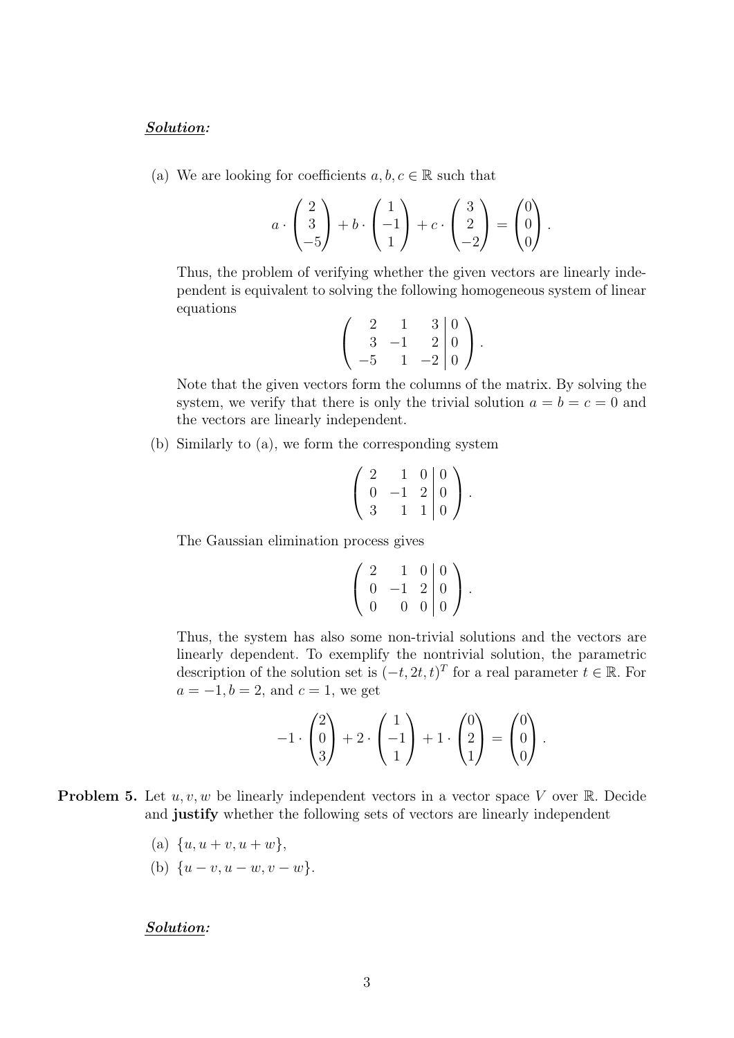***Solution:***

(a) We are looking for coefficients $a, b, c \in \mathbb{R}$ such that

$$a \cdot \begin{pmatrix} 2 \\ 3 \\ -5 \end{pmatrix} + b \cdot \begin{pmatrix} 1 \\ -1 \\ 1 \end{pmatrix} + c \cdot \begin{pmatrix} 3 \\ 2 \\ -2 \end{pmatrix} = \begin{pmatrix} 0 \\ 0 \\ 0 \end{pmatrix}.$$

Thus, the problem of verifying whether the given vectors are linearly independent is equivalent to solving the following homogeneous system of linear equations

$$\left( \begin{array}{rrr|r} 2 & 1 & 3 & 0 \\ 3 & -1 & 2 & 0 \\ -5 & 1 & -2 & 0 \end{array} \right).$$

Note that the given vectors form the columns of the matrix. By solving the system, we verify that there is only the trivial solution $a = b = c = 0$ and the vectors are linearly independent.

(b) Similarly to (a), we form the corresponding system

$$\left( \begin{array}{rrr|r} 2 & 1 & 0 & 0 \\ 0 & -1 & 2 & 0 \\ 3 & 1 & 1 & 0 \end{array} \right).$$

The Gaussian elimination process gives

$$\left( \begin{array}{rrr|r} 2 & 1 & 0 & 0 \\ 0 & -1 & 2 & 0 \\ 0 & 0 & 0 & 0 \end{array} \right).$$

Thus, the system has also some non-trivial solutions and the vectors are linearly dependent. To exemplify the nontrivial solution, the parametric description of the solution set is $(-t, 2t, t)^T$ for a real parameter $t \in \mathbb{R}$. For $a = -1, b = 2$, and $c = 1$, we get

$$-1 \cdot \begin{pmatrix} 2 \\ 0 \\ 3 \end{pmatrix} + 2 \cdot \begin{pmatrix} 1 \\ -1 \\ 1 \end{pmatrix} + 1 \cdot \begin{pmatrix} 0 \\ 2 \\ 1 \end{pmatrix} = \begin{pmatrix} 0 \\ 0 \\ 0 \end{pmatrix}.$$

**Problem 5.** Let $u, v, w$ be linearly independent vectors in a vector space $V$ over $\mathbb{R}$. Decide and **justify** whether the following sets of vectors are linearly independent

(a) $\{u, u + v, u + w\}$,

(b) $\{u - v, u - w, v - w\}$.

***Solution:***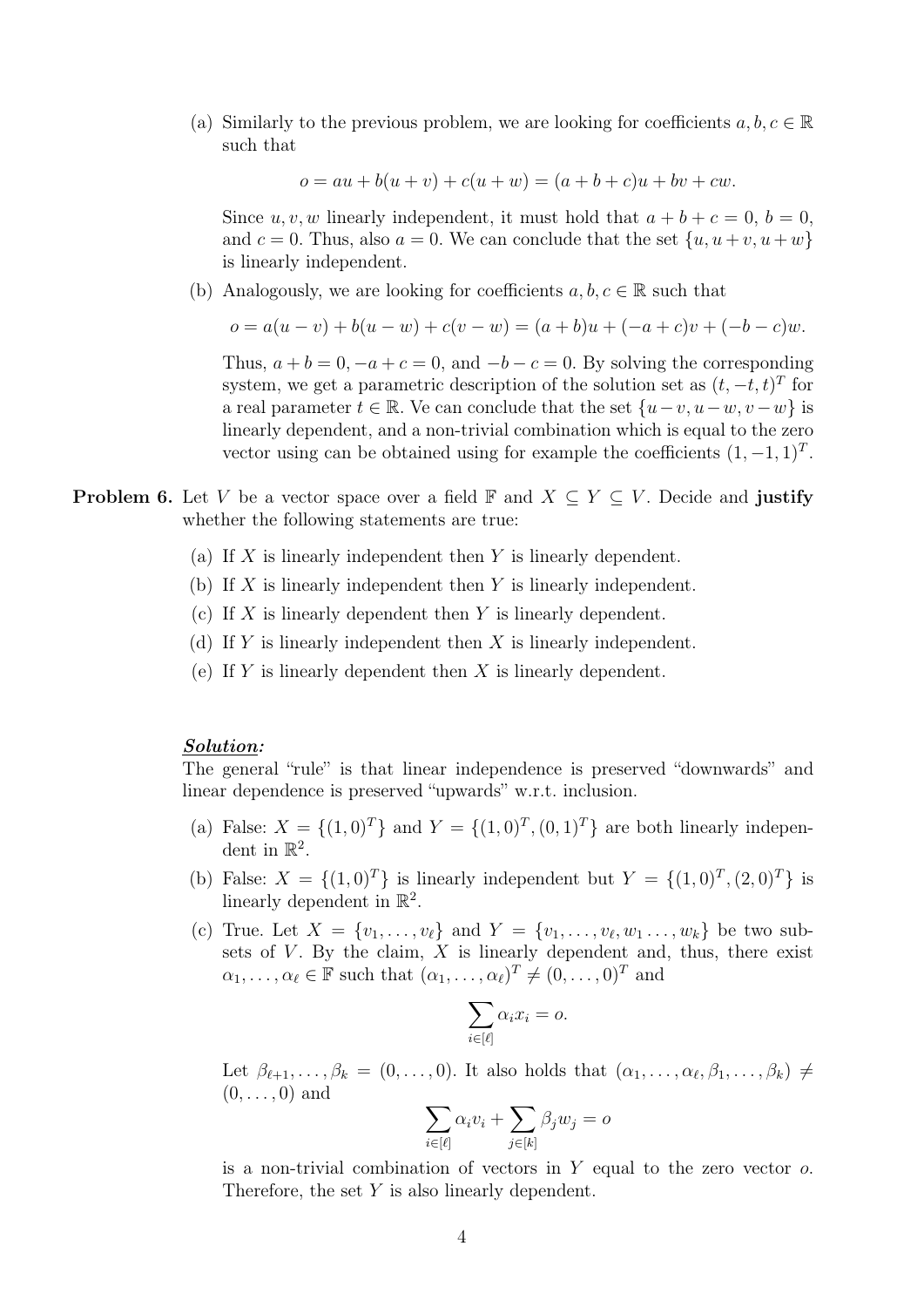(a) Similarly to the previous problem, we are looking for coefficients $a, b, c \in \mathbb{R}$ such that

$$o = au + b(u + v) + c(u + w) = (a + b + c)u + bv + cw.$$

Since $u, v, w$ linearly independent, it must hold that $a + b + c = 0$, $b = 0$, and $c = 0$. Thus, also $a = 0$. We can conclude that the set $\{u, u + v, u + w\}$ is linearly independent.

(b) Analogously, we are looking for coefficients $a, b, c \in \mathbb{R}$ such that

$$o = a(u - v) + b(u - w) + c(v - w) = (a + b)u + (-a + c)v + (-b - c)w.$$

Thus, $a + b = 0, -a + c = 0$, and $-b - c = 0$. By solving the corresponding system, we get a parametric description of the solution set as $(t, -t, t)^T$ for a real parameter $t \in \mathbb{R}$. Ve can conclude that the set $\{u - v, u - w, v - w\}$ is linearly dependent, and a non-trivial combination which is equal to the zero vector using can be obtained using for example the coefficients $(1, -1, 1)^T$.

**Problem 6.** Let $V$ be a vector space over a field $\mathbb{F}$ and $X \subseteq Y \subseteq V$. Decide and **justify** whether the following statements are true:

(a) If $X$ is linearly independent then $Y$ is linearly dependent.

(b) If $X$ is linearly independent then $Y$ is linearly independent.

(c) If $X$ is linearly dependent then $Y$ is linearly dependent.

(d) If $Y$ is linearly independent then $X$ is linearly independent.

(e) If $Y$ is linearly dependent then $X$ is linearly dependent.

***Solution:***

The general "rule" is that linear independence is preserved "downwards" and linear dependence is preserved "upwards" w.r.t. inclusion.

(a) False: $X = \{(1, 0)^T\}$ and $Y = \{(1, 0)^T, (0, 1)^T\}$ are both linearly independent in $\mathbb{R}^2$.

(b) False: $X = \{(1, 0)^T\}$ is linearly independent but $Y = \{(1, 0)^T, (2, 0)^T\}$ is linearly dependent in $\mathbb{R}^2$.

(c) True. Let $X = \{v_1, \ldots, v_\ell\}$ and $Y = \{v_1, \ldots, v_\ell, w_1 \ldots, w_k\}$ be two subsets of $V$. By the claim, $X$ is linearly dependent and, thus, there exist $\alpha_1, \ldots, \alpha_\ell \in \mathbb{F}$ such that $(\alpha_1, \ldots, \alpha_\ell)^T \neq (0, \ldots, 0)^T$ and

$$\sum_{i \in [\ell]} \alpha_i x_i = o.$$

Let $\beta_{\ell+1}, \ldots, \beta_k = (0, \ldots, 0)$. It also holds that $(\alpha_1, \ldots, \alpha_\ell, \beta_1, \ldots, \beta_k) \neq (0, \ldots, 0)$ and

$$\sum_{i \in [\ell]} \alpha_i v_i + \sum_{j \in [k]} \beta_j w_j = o$$

is a non-trivial combination of vectors in $Y$ equal to the zero vector $o$. Therefore, the set $Y$ is also linearly dependent.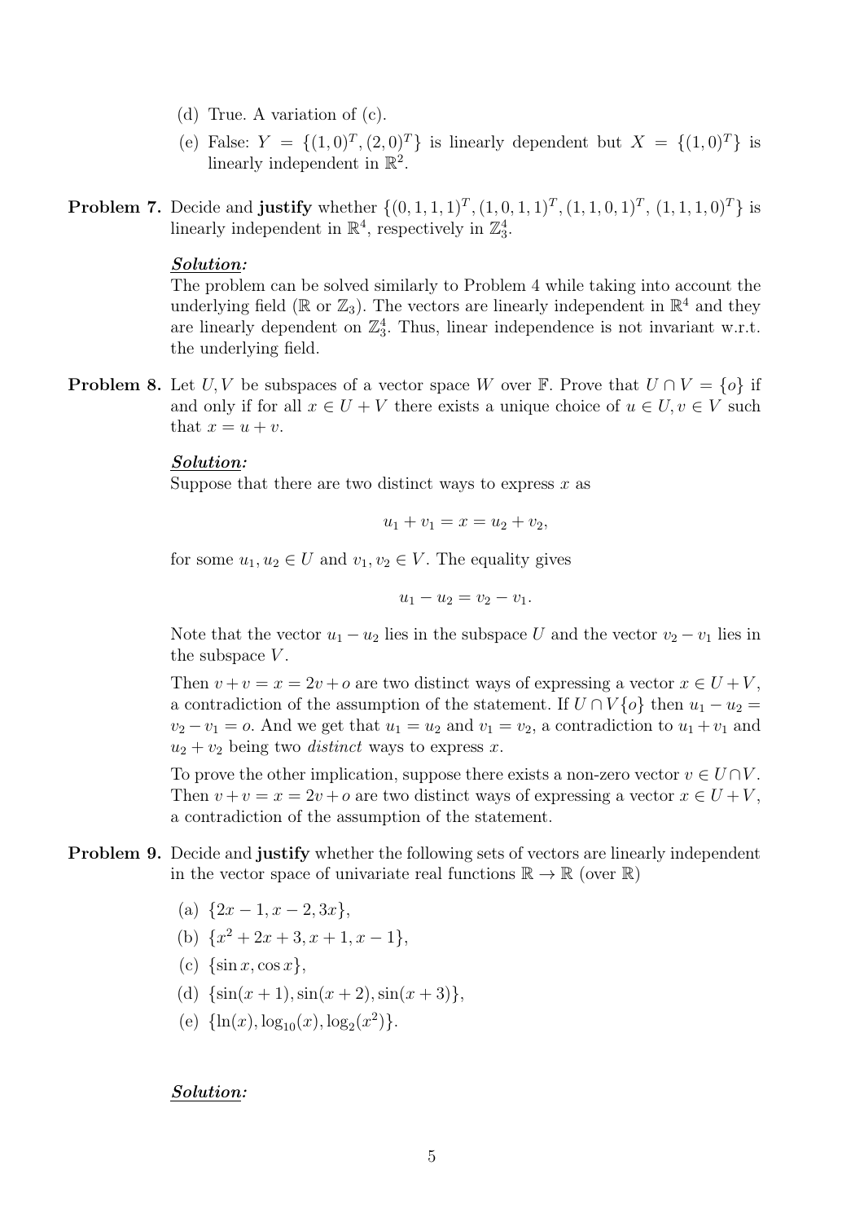(d) True. A variation of (c).

(e) False: $Y = \{(1,0)^T, (2,0)^T\}$ is linearly dependent but $X = \{(1,0)^T\}$ is linearly independent in $\mathbb{R}^2$.

**Problem 7.** Decide and **justify** whether $\{(0,1,1,1)^T, (1,0,1,1)^T, (1,1,0,1)^T, (1,1,1,0)^T\}$ is linearly independent in $\mathbb{R}^4$, respectively in $\mathbb{Z}_3^4$.

***Solution:***

The problem can be solved similarly to Problem 4 while taking into account the underlying field ($\mathbb{R}$ or $\mathbb{Z}_3$). The vectors are linearly independent in $\mathbb{R}^4$ and they are linearly dependent on $\mathbb{Z}_3^4$. Thus, linear independence is not invariant w.r.t. the underlying field.

**Problem 8.** Let $U, V$ be subspaces of a vector space $W$ over $\mathbb{F}$. Prove that $U \cap V = \{o\}$ if and only if for all $x \in U + V$ there exists a unique choice of $u \in U, v \in V$ such that $x = u + v$.

***Solution:***

Suppose that there are two distinct ways to express $x$ as

$$u_1 + v_1 = x = u_2 + v_2,$$

for some $u_1, u_2 \in U$ and $v_1, v_2 \in V$. The equality gives

$$u_1 - u_2 = v_2 - v_1.$$

Note that the vector $u_1 - u_2$ lies in the subspace $U$ and the vector $v_2 - v_1$ lies in the subspace $V$.

Then $v + v = x = 2v + o$ are two distinct ways of expressing a vector $x \in U + V$, a contradiction of the assumption of the statement. If $U \cap V\{o\}$ then $u_1 - u_2 = v_2 - v_1 = o$. And we get that $u_1 = u_2$ and $v_1 = v_2$, a contradiction to $u_1 + v_1$ and $u_2 + v_2$ being two *distinct* ways to express $x$.

To prove the other implication, suppose there exists a non-zero vector $v \in U \cap V$. Then $v + v = x = 2v + o$ are two distinct ways of expressing a vector $x \in U + V$, a contradiction of the assumption of the statement.

**Problem 9.** Decide and **justify** whether the following sets of vectors are linearly independent in the vector space of univariate real functions $\mathbb{R} \to \mathbb{R}$ (over $\mathbb{R}$)

(a) $\{2x - 1, x - 2, 3x\}$,

(b) $\{x^2 + 2x + 3, x + 1, x - 1\}$,

(c) $\{\sin x, \cos x\}$,

(d) $\{\sin(x + 1), \sin(x + 2), \sin(x + 3)\}$,

(e) $\{\ln(x), \log_{10}(x), \log_2(x^2)\}$.

***Solution:***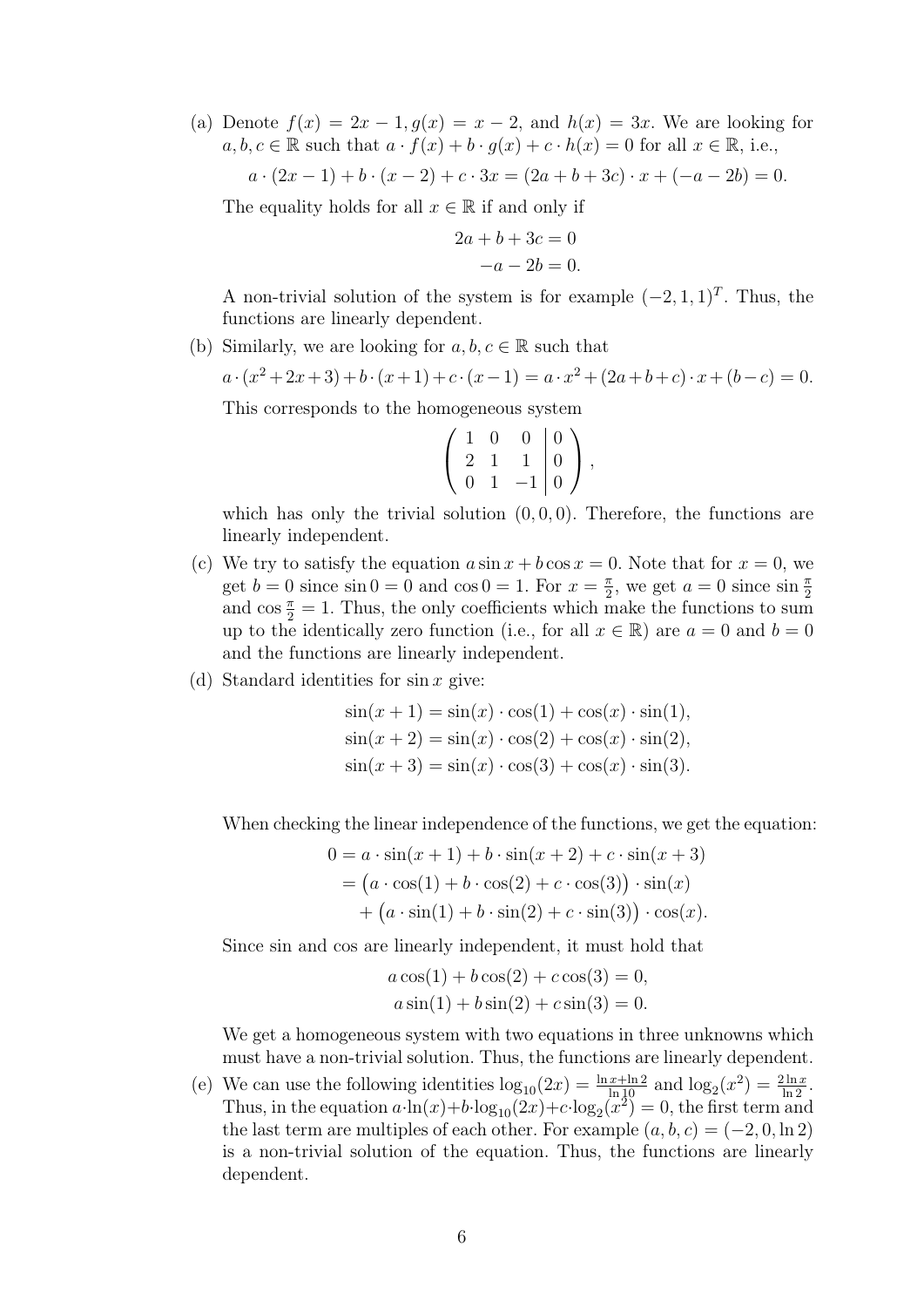(a) Denote $f(x) = 2x - 1, g(x) = x - 2$, and $h(x) = 3x$. We are looking for $a, b, c \in \mathbb{R}$ such that $a \cdot f(x) + b \cdot g(x) + c \cdot h(x) = 0$ for all $x \in \mathbb{R}$, i.e.,

$$a \cdot (2x - 1) + b \cdot (x - 2) + c \cdot 3x = (2a + b + 3c) \cdot x + (-a - 2b) = 0.$$

The equality holds for all $x \in \mathbb{R}$ if and only if

$$\begin{aligned} 2a + b + 3c &= 0 \\ -a - 2b &= 0. \end{aligned}$$

A non-trivial solution of the system is for example $(-2, 1, 1)^T$. Thus, the functions are linearly dependent.

(b) Similarly, we are looking for $a, b, c \in \mathbb{R}$ such that

$$a \cdot (x^2 + 2x + 3) + b \cdot (x + 1) + c \cdot (x - 1) = a \cdot x^2 + (2a + b + c) \cdot x + (b - c) = 0.$$

This corresponds to the homogeneous system

$$\left( \begin{array}{ccc|c} 1 & 0 & 0 & 0 \\ 2 & 1 & 1 & 0 \\ 0 & 1 & -1 & 0 \end{array} \right),$$

which has only the trivial solution $(0, 0, 0)$. Therefore, the functions are linearly independent.

(c) We try to satisfy the equation $a \sin x + b \cos x = 0$. Note that for $x = 0$, we get $b = 0$ since $\sin 0 = 0$ and $\cos 0 = 1$. For $x = \frac{\pi}{2}$, we get $a = 0$ since $\sin \frac{\pi}{2}$ and $\cos \frac{\pi}{2} = 1$. Thus, the only coefficients which make the functions to sum up to the identically zero function (i.e., for all $x \in \mathbb{R}$) are $a = 0$ and $b = 0$ and the functions are linearly independent.

(d) Standard identities for $\sin x$ give:

$$\begin{aligned} \sin(x + 1) &= \sin(x) \cdot \cos(1) + \cos(x) \cdot \sin(1), \\ \sin(x + 2) &= \sin(x) \cdot \cos(2) + \cos(x) \cdot \sin(2), \\ \sin(x + 3) &= \sin(x) \cdot \cos(3) + \cos(x) \cdot \sin(3). \end{aligned}$$

When checking the linear independence of the functions, we get the equation:

$$\begin{aligned} 0 &= a \cdot \sin(x + 1) + b \cdot \sin(x + 2) + c \cdot \sin(x + 3) \\ &= \big(a \cdot \cos(1) + b \cdot \cos(2) + c \cdot \cos(3)\big) \cdot \sin(x) \\ &\quad + \big(a \cdot \sin(1) + b \cdot \sin(2) + c \cdot \sin(3)\big) \cdot \cos(x). \end{aligned}$$

Since sin and cos are linearly independent, it must hold that

$$\begin{aligned} a \cos(1) + b \cos(2) + c \cos(3) &= 0, \\ a \sin(1) + b \sin(2) + c \sin(3) &= 0. \end{aligned}$$

We get a homogeneous system with two equations in three unknowns which must have a non-trivial solution. Thus, the functions are linearly dependent.

(e) We can use the following identities $\log_{10}(2x) = \frac{\ln x + \ln 2}{\ln 10}$ and $\log_2(x^2) = \frac{2 \ln x}{\ln 2}$. Thus, in the equation $a \cdot \ln(x) + b \cdot \log_{10}(2x) + c \cdot \log_2(x^2) = 0$, the first term and the last term are multiples of each other. For example $(a, b, c) = (-2, 0, \ln 2)$ is a non-trivial solution of the equation. Thus, the functions are linearly dependent.